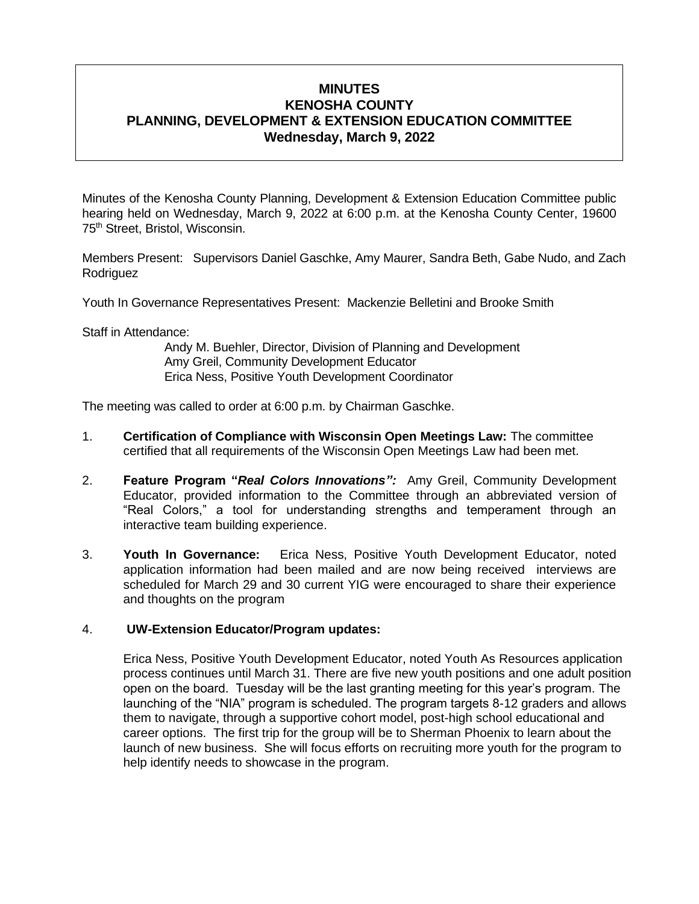# MINUTES
# KENOSHA COUNTY
# PLANNING, DEVELOPMENT & EXTENSION EDUCATION COMMITTEE
## Wednesday, March 9, 2022

Minutes of the Kenosha County Planning, Development & Extension Education Committee public hearing held on Wednesday, March 9, 2022 at 6:00 p.m. at the Kenosha County Center, 19600 75th Street, Bristol, Wisconsin.

Members Present: Supervisors Daniel Gaschke, Amy Maurer, Sandra Beth, Gabe Nudo, and Zach Rodriguez

Youth In Governance Representatives Present: Mackenzie Belletini and Brooke Smith

Staff in Attendance:

Andy M. Buehler, Director, Division of Planning and Development
Amy Greil, Community Development Educator
Erica Ness, Positive Youth Development Coordinator

The meeting was called to order at 6:00 p.m. by Chairman Gaschke.

1. **Certification of Compliance with Wisconsin Open Meetings Law:** The committee certified that all requirements of the Wisconsin Open Meetings Law had been met.

2. **Feature Program "*Real Colors Innovations":*** Amy Greil, Community Development Educator, provided information to the Committee through an abbreviated version of "Real Colors," a tool for understanding strengths and temperament through an interactive team building experience.

3. **Youth In Governance:** Erica Ness, Positive Youth Development Educator, noted application information had been mailed and are now being received interviews are scheduled for March 29 and 30 current YIG were encouraged to share their experience and thoughts on the program

4. **UW-Extension Educator/Program updates:**

   Erica Ness, Positive Youth Development Educator, noted Youth As Resources application process continues until March 31. There are five new youth positions and one adult position open on the board. Tuesday will be the last granting meeting for this year's program. The launching of the "NIA" program is scheduled. The program targets 8-12 graders and allows them to navigate, through a supportive cohort model, post-high school educational and career options. The first trip for the group will be to Sherman Phoenix to learn about the launch of new business. She will focus efforts on recruiting more youth for the program to help identify needs to showcase in the program.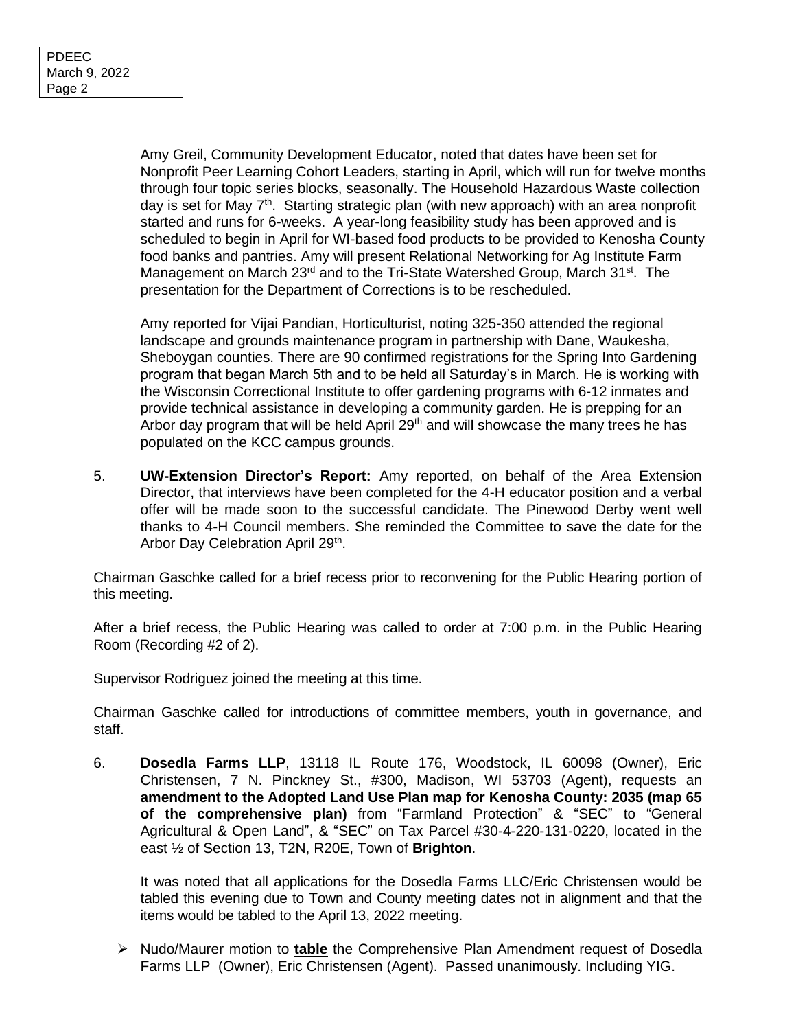Amy Greil, Community Development Educator, noted that dates have been set for Nonprofit Peer Learning Cohort Leaders, starting in April, which will run for twelve months through four topic series blocks, seasonally. The Household Hazardous Waste collection day is set for May 7th. Starting strategic plan (with new approach) with an area nonprofit started and runs for 6-weeks. A year-long feasibility study has been approved and is scheduled to begin in April for WI-based food products to be provided to Kenosha County food banks and pantries. Amy will present Relational Networking for Ag Institute Farm Management on March 23rd and to the Tri-State Watershed Group, March 31st. The presentation for the Department of Corrections is to be rescheduled.

Amy reported for Vijai Pandian, Horticulturist, noting 325-350 attended the regional landscape and grounds maintenance program in partnership with Dane, Waukesha, Sheboygan counties. There are 90 confirmed registrations for the Spring Into Gardening program that began March 5th and to be held all Saturday's in March. He is working with the Wisconsin Correctional Institute to offer gardening programs with 6-12 inmates and provide technical assistance in developing a community garden. He is prepping for an Arbor day program that will be held April 29th and will showcase the many trees he has populated on the KCC campus grounds.

5. **UW-Extension Director's Report:** Amy reported, on behalf of the Area Extension Director, that interviews have been completed for the 4-H educator position and a verbal offer will be made soon to the successful candidate. The Pinewood Derby went well thanks to 4-H Council members. She reminded the Committee to save the date for the Arbor Day Celebration April 29th.

Chairman Gaschke called for a brief recess prior to reconvening for the Public Hearing portion of this meeting.

After a brief recess, the Public Hearing was called to order at 7:00 p.m. in the Public Hearing Room (Recording #2 of 2).

Supervisor Rodriguez joined the meeting at this time.

Chairman Gaschke called for introductions of committee members, youth in governance, and staff.

6. **Dosedla Farms LLP**, 13118 IL Route 176, Woodstock, IL 60098 (Owner), Eric Christensen, 7 N. Pinckney St., #300, Madison, WI 53703 (Agent), requests an **amendment to the Adopted Land Use Plan map for Kenosha County: 2035 (map 65 of the comprehensive plan)** from "Farmland Protection" & "SEC" to "General Agricultural & Open Land", & "SEC" on Tax Parcel #30-4-220-131-0220, located in the east ½ of Section 13, T2N, R20E, Town of **Brighton**.

   It was noted that all applications for the Dosedla Farms LLC/Eric Christensen would be tabled this evening due to Town and County meeting dates not in alignment and that the items would be tabled to the April 13, 2022 meeting.

   - Nudo/Maurer motion to **table** the Comprehensive Plan Amendment request of Dosedla Farms LLP (Owner), Eric Christensen (Agent). Passed unanimously. Including YIG.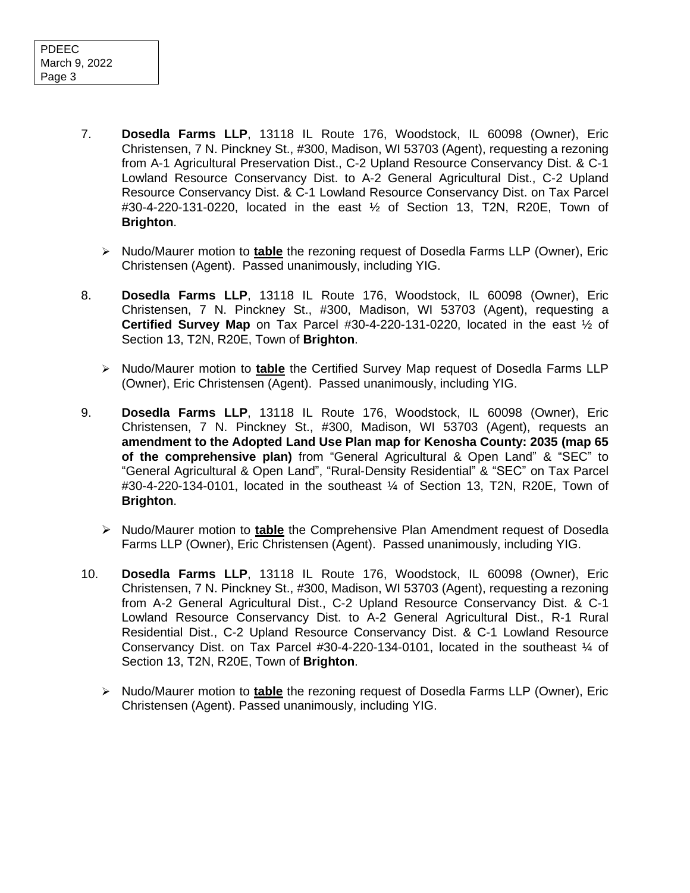7. **Dosedla Farms LLP**, 13118 IL Route 176, Woodstock, IL 60098 (Owner), Eric Christensen, 7 N. Pinckney St., #300, Madison, WI 53703 (Agent), requesting a rezoning from A-1 Agricultural Preservation Dist., C-2 Upland Resource Conservancy Dist. & C-1 Lowland Resource Conservancy Dist. to A-2 General Agricultural Dist., C-2 Upland Resource Conservancy Dist. & C-1 Lowland Resource Conservancy Dist. on Tax Parcel #30-4-220-131-0220, located in the east ½ of Section 13, T2N, R20E, Town of **Brighton**.

   - Nudo/Maurer motion to **table** the rezoning request of Dosedla Farms LLP (Owner), Eric Christensen (Agent). Passed unanimously, including YIG.

8. **Dosedla Farms LLP**, 13118 IL Route 176, Woodstock, IL 60098 (Owner), Eric Christensen, 7 N. Pinckney St., #300, Madison, WI 53703 (Agent), requesting a **Certified Survey Map** on Tax Parcel #30-4-220-131-0220, located in the east ½ of Section 13, T2N, R20E, Town of **Brighton**.

   - Nudo/Maurer motion to **table** the Certified Survey Map request of Dosedla Farms LLP (Owner), Eric Christensen (Agent). Passed unanimously, including YIG.

9. **Dosedla Farms LLP**, 13118 IL Route 176, Woodstock, IL 60098 (Owner), Eric Christensen, 7 N. Pinckney St., #300, Madison, WI 53703 (Agent), requests an **amendment to the Adopted Land Use Plan map for Kenosha County: 2035 (map 65 of the comprehensive plan)** from "General Agricultural & Open Land" & "SEC" to "General Agricultural & Open Land", "Rural-Density Residential" & "SEC" on Tax Parcel #30-4-220-134-0101, located in the southeast ¼ of Section 13, T2N, R20E, Town of **Brighton**.

   - Nudo/Maurer motion to **table** the Comprehensive Plan Amendment request of Dosedla Farms LLP (Owner), Eric Christensen (Agent). Passed unanimously, including YIG.

10. **Dosedla Farms LLP**, 13118 IL Route 176, Woodstock, IL 60098 (Owner), Eric Christensen, 7 N. Pinckney St., #300, Madison, WI 53703 (Agent), requesting a rezoning from A-2 General Agricultural Dist., C-2 Upland Resource Conservancy Dist. & C-1 Lowland Resource Conservancy Dist. to A-2 General Agricultural Dist., R-1 Rural Residential Dist., C-2 Upland Resource Conservancy Dist. & C-1 Lowland Resource Conservancy Dist. on Tax Parcel #30-4-220-134-0101, located in the southeast ¼ of Section 13, T2N, R20E, Town of **Brighton**.

    - Nudo/Maurer motion to **table** the rezoning request of Dosedla Farms LLP (Owner), Eric Christensen (Agent). Passed unanimously, including YIG.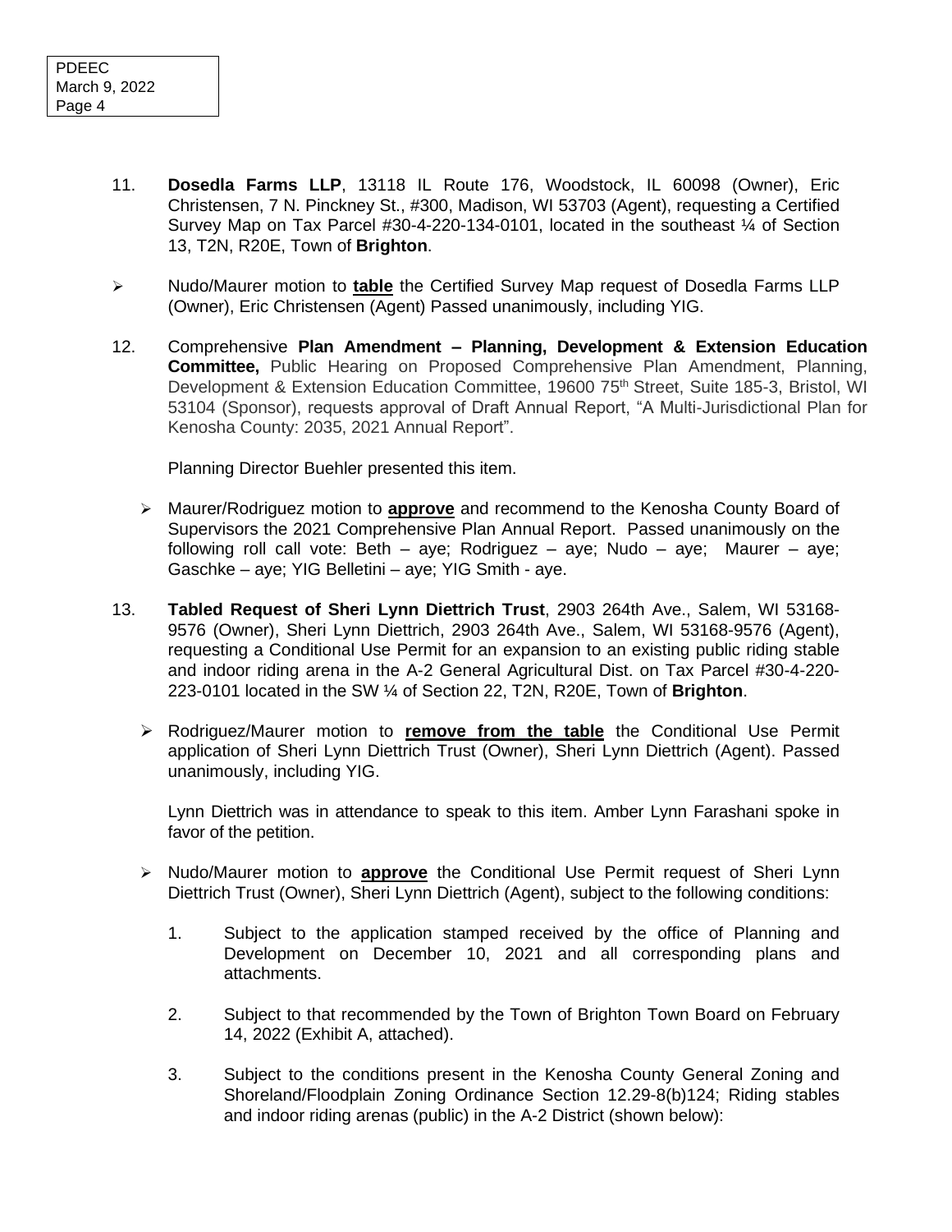11. **Dosedla Farms LLP**, 13118 IL Route 176, Woodstock, IL 60098 (Owner), Eric Christensen, 7 N. Pinckney St., #300, Madison, WI 53703 (Agent), requesting a Certified Survey Map on Tax Parcel #30-4-220-134-0101, located in the southeast ¼ of Section 13, T2N, R20E, Town of **Brighton**.

- Nudo/Maurer motion to **table** the Certified Survey Map request of Dosedla Farms LLP (Owner), Eric Christensen (Agent) Passed unanimously, including YIG.

12. Comprehensive **Plan Amendment – Planning, Development & Extension Education Committee,** Public Hearing on Proposed Comprehensive Plan Amendment, Planning, Development & Extension Education Committee, 19600 75th Street, Suite 185-3, Bristol, WI 53104 (Sponsor), requests approval of Draft Annual Report, "A Multi-Jurisdictional Plan for Kenosha County: 2035, 2021 Annual Report".

    Planning Director Buehler presented this item.

    - Maurer/Rodriguez motion to **approve** and recommend to the Kenosha County Board of Supervisors the 2021 Comprehensive Plan Annual Report. Passed unanimously on the following roll call vote: Beth – aye; Rodriguez – aye; Nudo – aye; Maurer – aye; Gaschke – aye; YIG Belletini – aye; YIG Smith - aye.

13. **Tabled Request of Sheri Lynn Diettrich Trust**, 2903 264th Ave., Salem, WI 53168-9576 (Owner), Sheri Lynn Diettrich, 2903 264th Ave., Salem, WI 53168-9576 (Agent), requesting a Conditional Use Permit for an expansion to an existing public riding stable and indoor riding arena in the A-2 General Agricultural Dist. on Tax Parcel #30-4-220-223-0101 located in the SW ¼ of Section 22, T2N, R20E, Town of **Brighton**.

    - Rodriguez/Maurer motion to **remove from the table** the Conditional Use Permit application of Sheri Lynn Diettrich Trust (Owner), Sheri Lynn Diettrich (Agent). Passed unanimously, including YIG.

    Lynn Diettrich was in attendance to speak to this item. Amber Lynn Farashani spoke in favor of the petition.

    - Nudo/Maurer motion to **approve** the Conditional Use Permit request of Sheri Lynn Diettrich Trust (Owner), Sheri Lynn Diettrich (Agent), subject to the following conditions:

        1. Subject to the application stamped received by the office of Planning and Development on December 10, 2021 and all corresponding plans and attachments.

        2. Subject to that recommended by the Town of Brighton Town Board on February 14, 2022 (Exhibit A, attached).

        3. Subject to the conditions present in the Kenosha County General Zoning and Shoreland/Floodplain Zoning Ordinance Section 12.29-8(b)124; Riding stables and indoor riding arenas (public) in the A-2 District (shown below):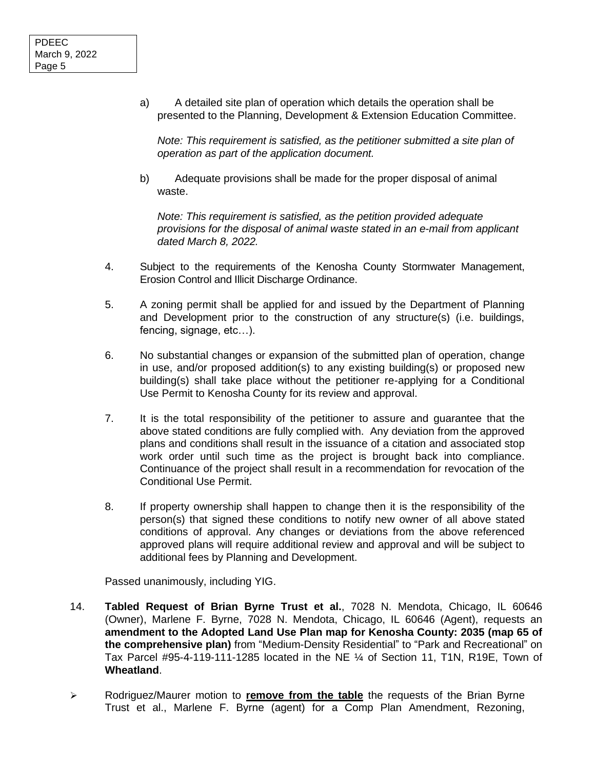a) A detailed site plan of operation which details the operation shall be presented to the Planning, Development & Extension Education Committee.

*Note: This requirement is satisfied, as the petitioner submitted a site plan of operation as part of the application document.*

b) Adequate provisions shall be made for the proper disposal of animal waste.

*Note: This requirement is satisfied, as the petition provided adequate provisions for the disposal of animal waste stated in an e-mail from applicant dated March 8, 2022.*

4. Subject to the requirements of the Kenosha County Stormwater Management, Erosion Control and Illicit Discharge Ordinance.

5. A zoning permit shall be applied for and issued by the Department of Planning and Development prior to the construction of any structure(s) (i.e. buildings, fencing, signage, etc…).

6. No substantial changes or expansion of the submitted plan of operation, change in use, and/or proposed addition(s) to any existing building(s) or proposed new building(s) shall take place without the petitioner re-applying for a Conditional Use Permit to Kenosha County for its review and approval.

7. It is the total responsibility of the petitioner to assure and guarantee that the above stated conditions are fully complied with. Any deviation from the approved plans and conditions shall result in the issuance of a citation and associated stop work order until such time as the project is brought back into compliance. Continuance of the project shall result in a recommendation for revocation of the Conditional Use Permit.

8. If property ownership shall happen to change then it is the responsibility of the person(s) that signed these conditions to notify new owner of all above stated conditions of approval. Any changes or deviations from the above referenced approved plans will require additional review and approval and will be subject to additional fees by Planning and Development.

Passed unanimously, including YIG.

14. **Tabled Request of Brian Byrne Trust et al.**, 7028 N. Mendota, Chicago, IL 60646 (Owner), Marlene F. Byrne, 7028 N. Mendota, Chicago, IL 60646 (Agent), requests an **amendment to the Adopted Land Use Plan map for Kenosha County: 2035 (map 65 of the comprehensive plan)** from "Medium-Density Residential" to "Park and Recreational" on Tax Parcel #95-4-119-111-1285 located in the NE ¼ of Section 11, T1N, R19E, Town of **Wheatland**.

- Rodriguez/Maurer motion to **<u>remove from the table</u>** the requests of the Brian Byrne Trust et al., Marlene F. Byrne (agent) for a Comp Plan Amendment, Rezoning,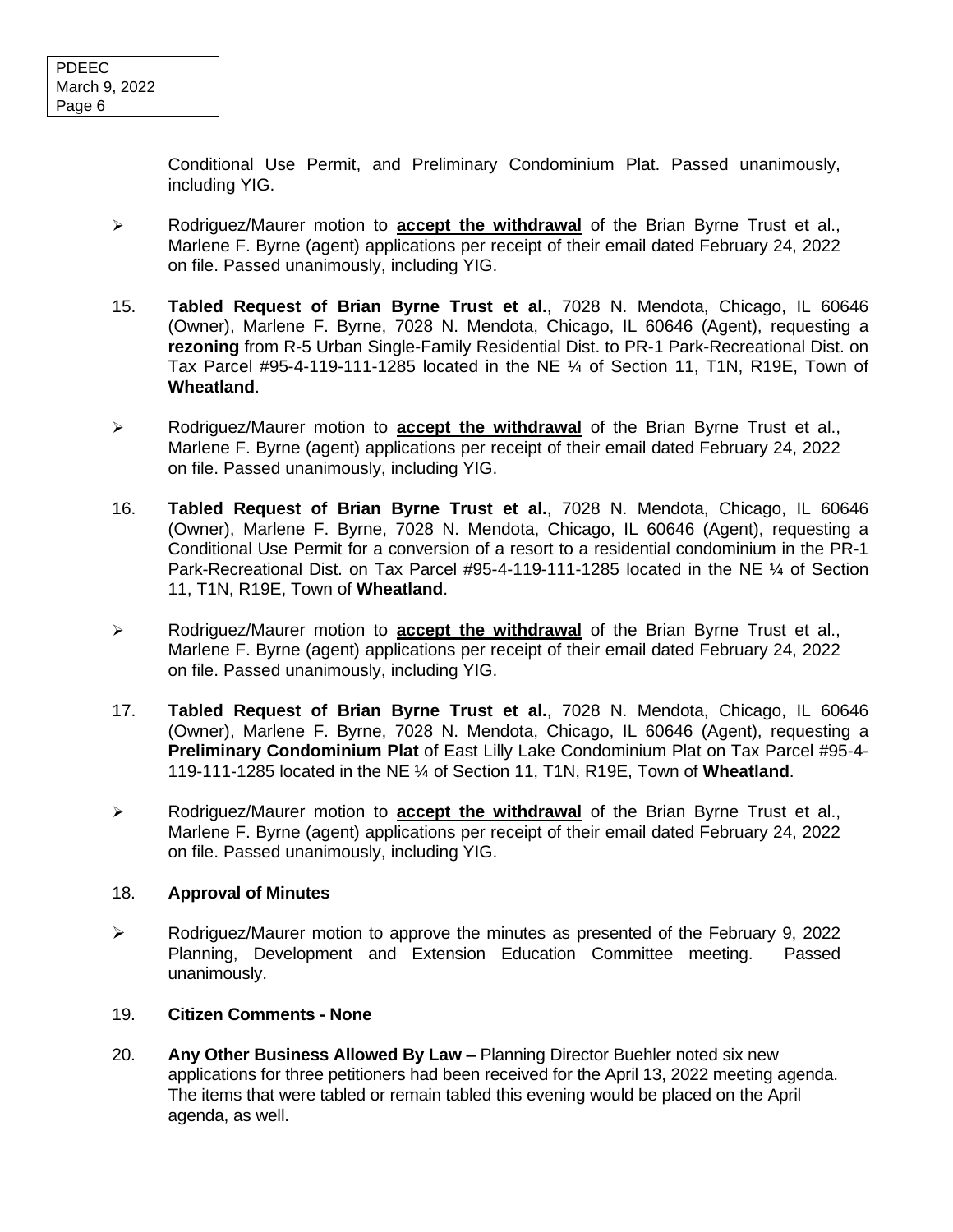Conditional Use Permit, and Preliminary Condominium Plat. Passed unanimously, including YIG.

- Rodriguez/Maurer motion to **accept the withdrawal** of the Brian Byrne Trust et al., Marlene F. Byrne (agent) applications per receipt of their email dated February 24, 2022 on file. Passed unanimously, including YIG.

15. **Tabled Request of Brian Byrne Trust et al.**, 7028 N. Mendota, Chicago, IL 60646 (Owner), Marlene F. Byrne, 7028 N. Mendota, Chicago, IL 60646 (Agent), requesting a **rezoning** from R-5 Urban Single-Family Residential Dist. to PR-1 Park-Recreational Dist. on Tax Parcel #95-4-119-111-1285 located in the NE ¼ of Section 11, T1N, R19E, Town of **Wheatland**.

- Rodriguez/Maurer motion to **accept the withdrawal** of the Brian Byrne Trust et al., Marlene F. Byrne (agent) applications per receipt of their email dated February 24, 2022 on file. Passed unanimously, including YIG.

16. **Tabled Request of Brian Byrne Trust et al.**, 7028 N. Mendota, Chicago, IL 60646 (Owner), Marlene F. Byrne, 7028 N. Mendota, Chicago, IL 60646 (Agent), requesting a Conditional Use Permit for a conversion of a resort to a residential condominium in the PR-1 Park-Recreational Dist. on Tax Parcel #95-4-119-111-1285 located in the NE ¼ of Section 11, T1N, R19E, Town of **Wheatland**.

- Rodriguez/Maurer motion to **accept the withdrawal** of the Brian Byrne Trust et al., Marlene F. Byrne (agent) applications per receipt of their email dated February 24, 2022 on file. Passed unanimously, including YIG.

17. **Tabled Request of Brian Byrne Trust et al.**, 7028 N. Mendota, Chicago, IL 60646 (Owner), Marlene F. Byrne, 7028 N. Mendota, Chicago, IL 60646 (Agent), requesting a **Preliminary Condominium Plat** of East Lilly Lake Condominium Plat on Tax Parcel #95-4-119-111-1285 located in the NE ¼ of Section 11, T1N, R19E, Town of **Wheatland**.

- Rodriguez/Maurer motion to **accept the withdrawal** of the Brian Byrne Trust et al., Marlene F. Byrne (agent) applications per receipt of their email dated February 24, 2022 on file. Passed unanimously, including YIG.

18. **Approval of Minutes**

- Rodriguez/Maurer motion to approve the minutes as presented of the February 9, 2022 Planning, Development and Extension Education Committee meeting. Passed unanimously.

19. **Citizen Comments - None**

20. **Any Other Business Allowed By Law –** Planning Director Buehler noted six new applications for three petitioners had been received for the April 13, 2022 meeting agenda. The items that were tabled or remain tabled this evening would be placed on the April agenda, as well.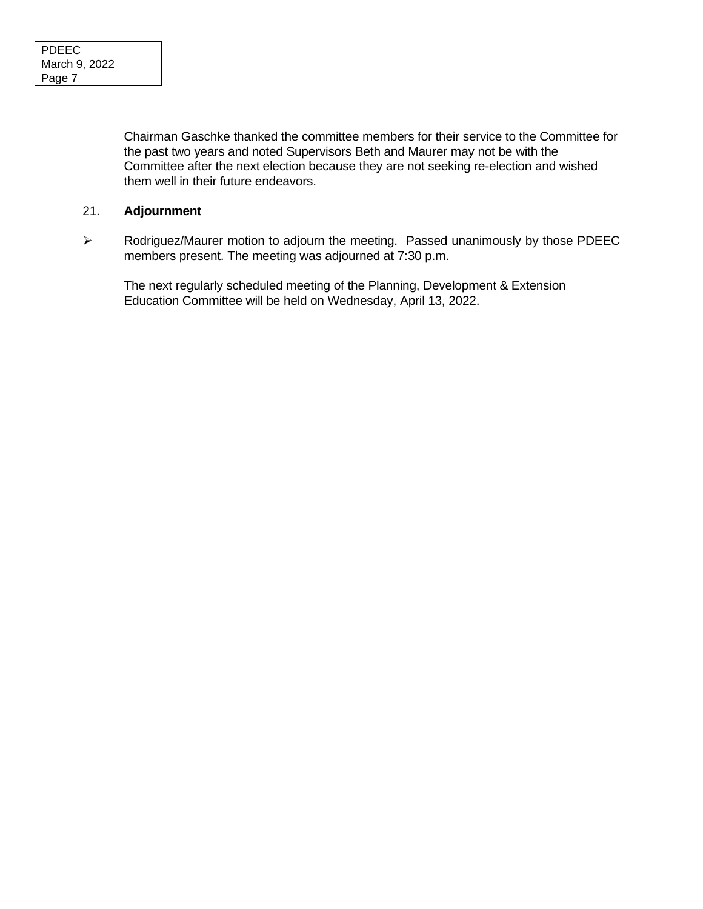Chairman Gaschke thanked the committee members for their service to the Committee for the past two years and noted Supervisors Beth and Maurer may not be with the Committee after the next election because they are not seeking re-election and wished them well in their future endeavors.

21. **Adjournment**

- Rodriguez/Maurer motion to adjourn the meeting. Passed unanimously by those PDEEC members present. The meeting was adjourned at 7:30 p.m.

The next regularly scheduled meeting of the Planning, Development & Extension Education Committee will be held on Wednesday, April 13, 2022.